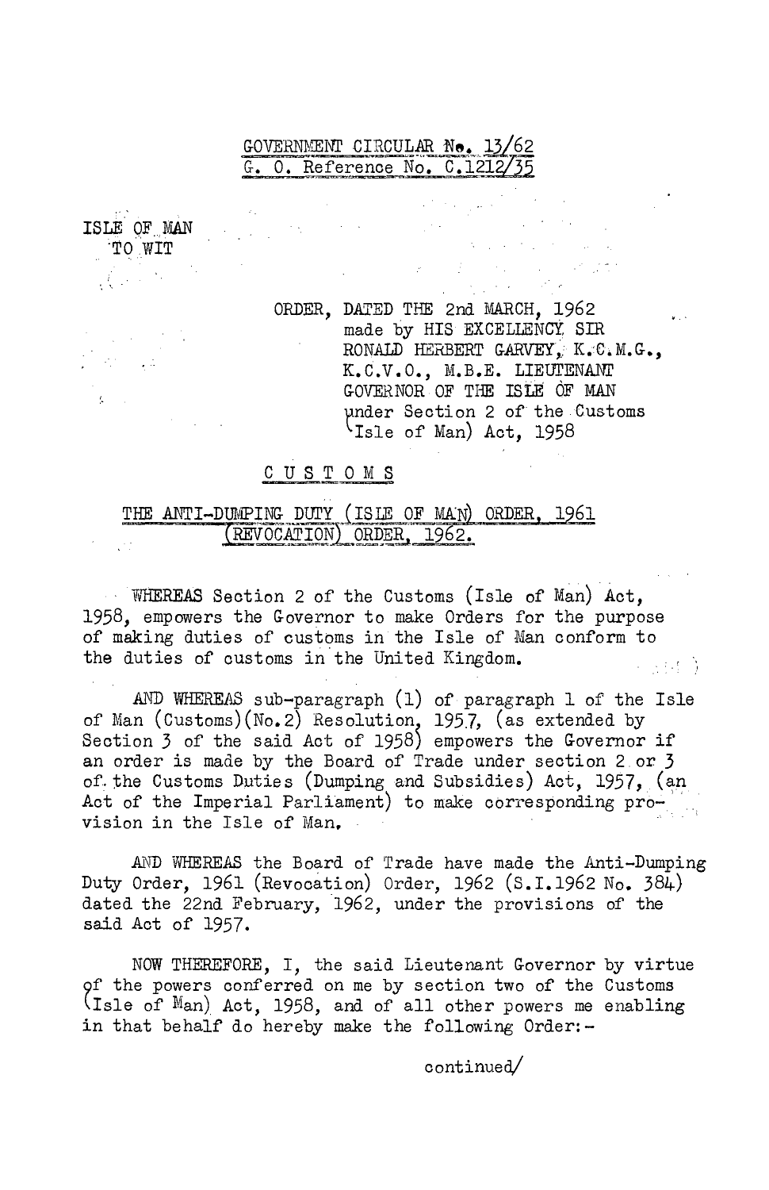GOVERNMENT CIRCULAR No. 13/62
G. O. Reference No. C.1212/35

ISLE OF MAN
TO WIT

ORDER, DATED THE 2nd MARCH, 1962 made by HIS EXCELLENCY SIR RONALD HERBERT GARVEY, K.C.M.G., K.C.V.O., M.B.E. LIEUTENANT GOVERNOR OF THE ISLE OF MAN under Section 2 of the Customs (Isle of Man) Act, 1958

## CUSTOMS

## THE ANTI-DUMPING DUTY (ISLE OF MAN) ORDER, 1961 (REVOCATION) ORDER, 1962.

WHEREAS Section 2 of the Customs (Isle of Man) Act, 1958, empowers the Governor to make Orders for the purpose of making duties of customs in the Isle of Man conform to the duties of customs in the United Kingdom.

AND WHEREAS sub-paragraph (1) of paragraph 1 of the Isle of Man (Customs)(No.2) Resolution, 1957, (as extended by Section 3 of the said Act of 1958) empowers the Governor if an order is made by the Board of Trade under section 2 or 3 of the Customs Duties (Dumping and Subsidies) Act, 1957, (an Act of the Imperial Parliament) to make corresponding provision in the Isle of Man.

AND WHEREAS the Board of Trade have made the Anti-Dumping Duty Order, 1961 (Revocation) Order, 1962 (S.I.1962 No. 384) dated the 22nd February, 1962, under the provisions of the said Act of 1957.

NOW THEREFORE, I, the said Lieutenant Governor by virtue of the powers conferred on me by section two of the Customs (Isle of Man) Act, 1958, and of all other powers me enabling in that behalf do hereby make the following Order:-

continued/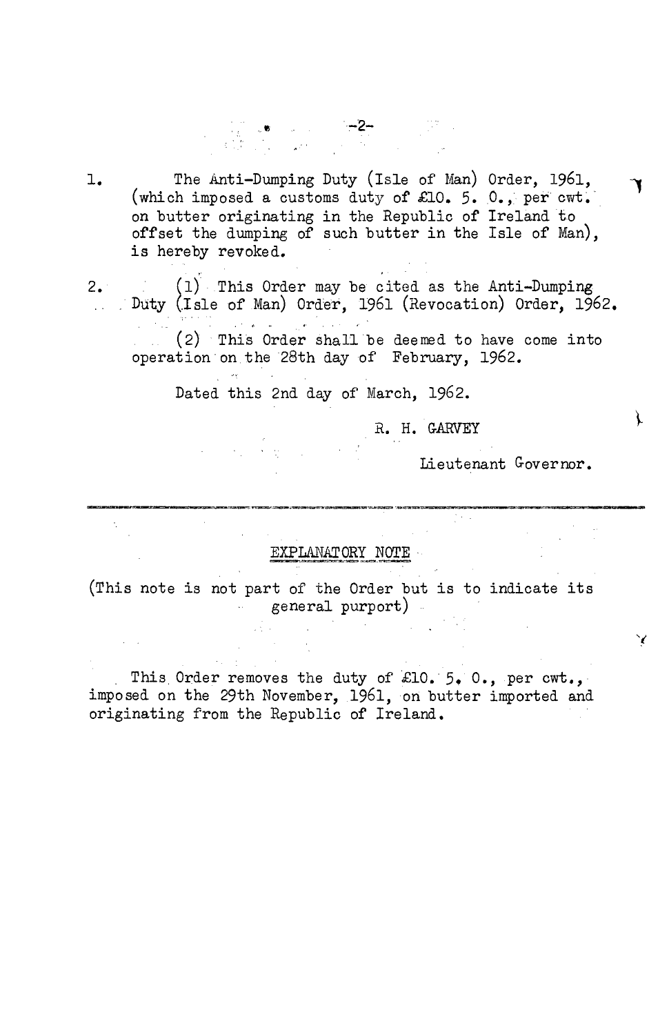1. The Anti-Dumping Duty (Isle of Man) Order, 1961, (which imposed a customs duty of £10. 5. 0., per cwt. on butter originating in the Republic of Ireland to offset the dumping of such butter in the Isle of Man), is hereby revoked.

2. (1) This Order may be cited as the Anti-Dumping Duty (Isle of Man) Order, 1961 (Revocation) Order, 1962.

(2) This Order shall be deemed to have come into operation on the 28th day of February, 1962.

Dated this 2nd day of March, 1962.

R. H. GARVEY

Lieutenant Governor.

---

## EXPLANATORY NOTE

(This note is not part of the Order but is to indicate its general purport)

This Order removes the duty of £10. 5. 0., per cwt., imposed on the 29th November, 1961, on butter imported and originating from the Republic of Ireland.